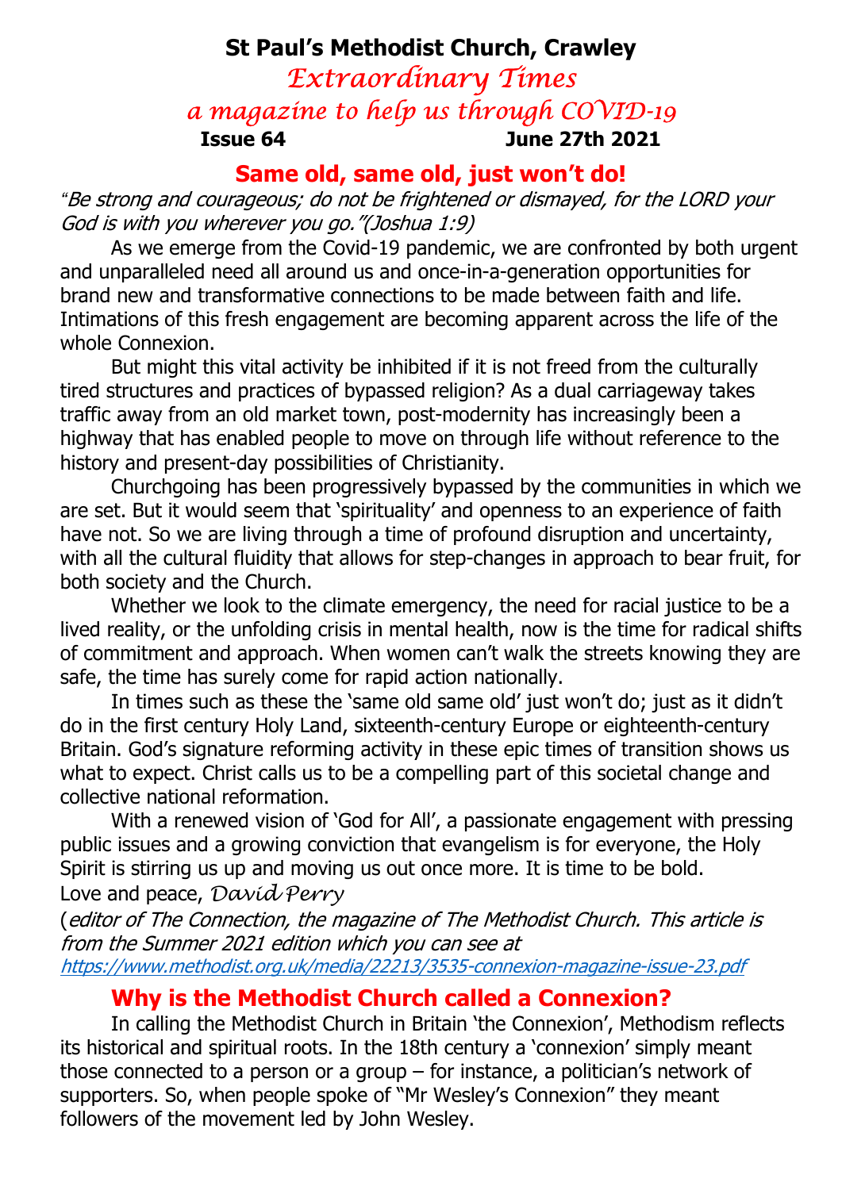# St Paul's Methodist Church, Crawley

*Extraordinary Times*

*a magazine to help us through COVID-19*

**Issue 64** **June 27th 2021**

## Same old, same old, just won't do!

"*Be strong and courageous; do not be frightened or dismayed, for the LORD your God is with you wherever you go."(Joshua 1:9)*

As we emerge from the Covid-19 pandemic, we are confronted by both urgent and unparalleled need all around us and once-in-a-generation opportunities for brand new and transformative connections to be made between faith and life. Intimations of this fresh engagement are becoming apparent across the life of the whole Connexion.

But might this vital activity be inhibited if it is not freed from the culturally tired structures and practices of bypassed religion? As a dual carriageway takes traffic away from an old market town, post-modernity has increasingly been a highway that has enabled people to move on through life without reference to the history and present-day possibilities of Christianity.

Churchgoing has been progressively bypassed by the communities in which we are set. But it would seem that 'spirituality' and openness to an experience of faith have not. So we are living through a time of profound disruption and uncertainty, with all the cultural fluidity that allows for step-changes in approach to bear fruit, for both society and the Church.

Whether we look to the climate emergency, the need for racial justice to be a lived reality, or the unfolding crisis in mental health, now is the time for radical shifts of commitment and approach. When women can't walk the streets knowing they are safe, the time has surely come for rapid action nationally.

In times such as these the 'same old same old' just won't do; just as it didn't do in the first century Holy Land, sixteenth-century Europe or eighteenth-century Britain. God's signature reforming activity in these epic times of transition shows us what to expect. Christ calls us to be a compelling part of this societal change and collective national reformation.

With a renewed vision of 'God for All', a passionate engagement with pressing public issues and a growing conviction that evangelism is for everyone, the Holy Spirit is stirring us up and moving us out once more. It is time to be bold.

Love and peace, *David Perry*

(*editor of The Connection, the magazine of The Methodist Church. This article is from the Summer 2021 edition which you can see at* *https://www.methodist.org.uk/media/22213/3535-connexion-magazine-issue-23.pdf*

## Why is the Methodist Church called a Connexion?

In calling the Methodist Church in Britain 'the Connexion', Methodism reflects its historical and spiritual roots. In the 18th century a 'connexion' simply meant those connected to a person or a group – for instance, a politician's network of supporters. So, when people spoke of "Mr Wesley's Connexion" they meant followers of the movement led by John Wesley.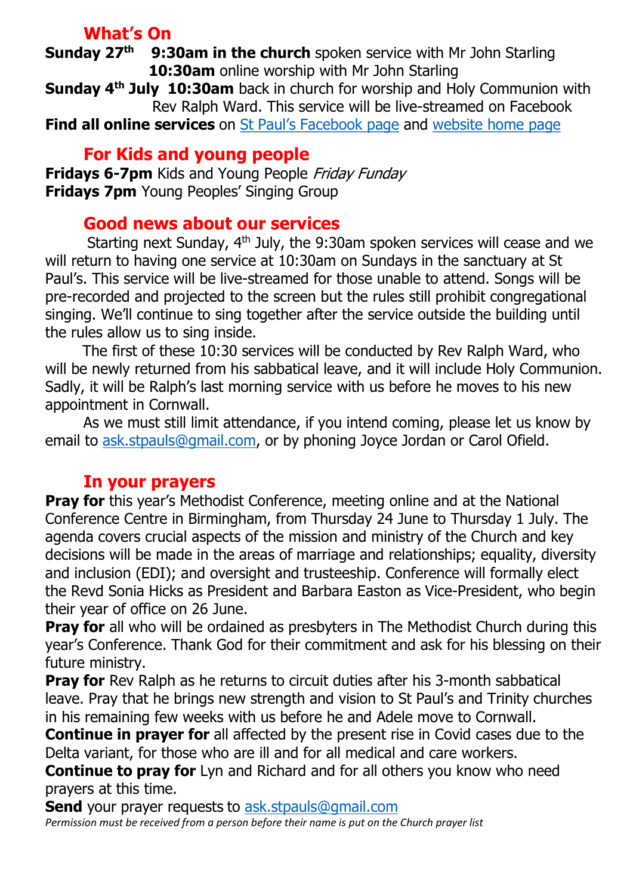## What's On

**Sunday 27th** **9:30am in the church** spoken service with Mr John Starling
**10:30am** online worship with Mr John Starling

**Sunday 4th July** **10:30am** back in church for worship and Holy Communion with Rev Ralph Ward. This service will be live-streamed on Facebook

**Find all online services** on St Paul's Facebook page and website home page

## For Kids and young people

**Fridays 6-7pm** Kids and Young People *Friday Funday*
**Fridays 7pm** Young Peoples' Singing Group

## Good news about our services

Starting next Sunday, 4th July, the 9:30am spoken services will cease and we will return to having one service at 10:30am on Sundays in the sanctuary at St Paul's. This service will be live-streamed for those unable to attend. Songs will be pre-recorded and projected to the screen but the rules still prohibit congregational singing. We'll continue to sing together after the service outside the building until the rules allow us to sing inside.

The first of these 10:30 services will be conducted by Rev Ralph Ward, who will be newly returned from his sabbatical leave, and it will include Holy Communion. Sadly, it will be Ralph's last morning service with us before he moves to his new appointment in Cornwall.

As we must still limit attendance, if you intend coming, please let us know by email to ask.stpauls@gmail.com, or by phoning Joyce Jordan or Carol Ofield.

## In your prayers

**Pray for** this year's Methodist Conference, meeting online and at the National Conference Centre in Birmingham, from Thursday 24 June to Thursday 1 July. The agenda covers crucial aspects of the mission and ministry of the Church and key decisions will be made in the areas of marriage and relationships; equality, diversity and inclusion (EDI); and oversight and trusteeship. Conference will formally elect the Revd Sonia Hicks as President and Barbara Easton as Vice-President, who begin their year of office on 26 June.

**Pray for** all who will be ordained as presbyters in The Methodist Church during this year's Conference. Thank God for their commitment and ask for his blessing on their future ministry.

**Pray for** Rev Ralph as he returns to circuit duties after his 3-month sabbatical leave. Pray that he brings new strength and vision to St Paul's and Trinity churches in his remaining few weeks with us before he and Adele move to Cornwall.

**Continue in prayer for** all affected by the present rise in Covid cases due to the Delta variant, for those who are ill and for all medical and care workers.

**Continue to pray for** Lyn and Richard and for all others you know who need prayers at this time.

**Send** your prayer requests to ask.stpauls@gmail.com

*Permission must be received from a person before their name is put on the Church prayer list*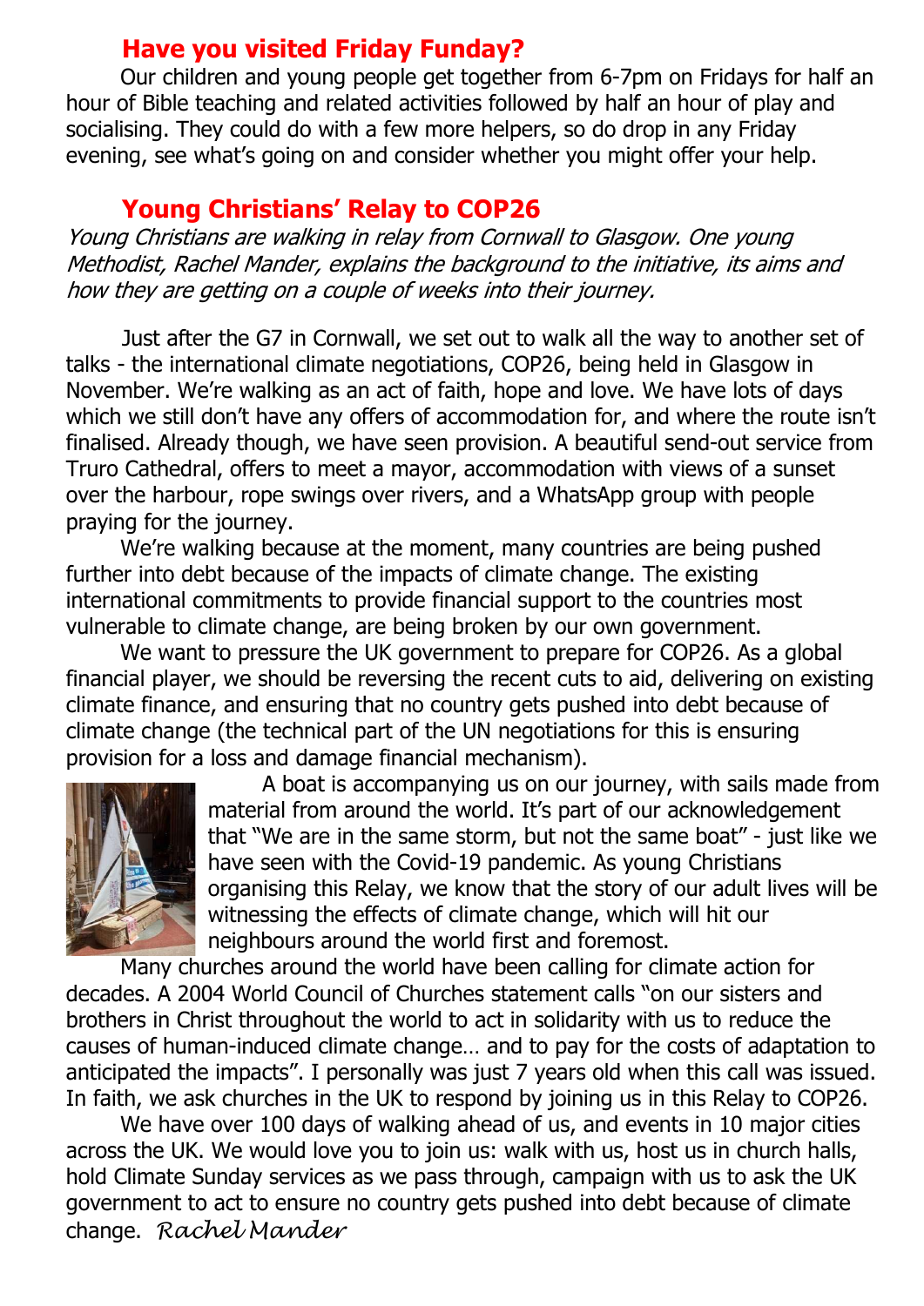## Have you visited Friday Funday?

Our children and young people get together from 6-7pm on Fridays for half an hour of Bible teaching and related activities followed by half an hour of play and socialising. They could do with a few more helpers, so do drop in any Friday evening, see what's going on and consider whether you might offer your help.

## Young Christians' Relay to COP26

*Young Christians are walking in relay from Cornwall to Glasgow. One young Methodist, Rachel Mander, explains the background to the initiative, its aims and how they are getting on a couple of weeks into their journey.*

Just after the G7 in Cornwall, we set out to walk all the way to another set of talks - the international climate negotiations, COP26, being held in Glasgow in November. We're walking as an act of faith, hope and love. We have lots of days which we still don't have any offers of accommodation for, and where the route isn't finalised. Already though, we have seen provision. A beautiful send-out service from Truro Cathedral, offers to meet a mayor, accommodation with views of a sunset over the harbour, rope swings over rivers, and a WhatsApp group with people praying for the journey.

We're walking because at the moment, many countries are being pushed further into debt because of the impacts of climate change. The existing international commitments to provide financial support to the countries most vulnerable to climate change, are being broken by our own government.

We want to pressure the UK government to prepare for COP26. As a global financial player, we should be reversing the recent cuts to aid, delivering on existing climate finance, and ensuring that no country gets pushed into debt because of climate change (the technical part of the UN negotiations for this is ensuring provision for a loss and damage financial mechanism).

A boat is accompanying us on our journey, with sails made from material from around the world. It's part of our acknowledgement that "We are in the same storm, but not the same boat" - just like we have seen with the Covid-19 pandemic. As young Christians organising this Relay, we know that the story of our adult lives will be witnessing the effects of climate change, which will hit our neighbours around the world first and foremost.

Many churches around the world have been calling for climate action for decades. A 2004 World Council of Churches statement calls "on our sisters and brothers in Christ throughout the world to act in solidarity with us to reduce the causes of human-induced climate change… and to pay for the costs of adaptation to anticipated the impacts". I personally was just 7 years old when this call was issued. In faith, we ask churches in the UK to respond by joining us in this Relay to COP26.

We have over 100 days of walking ahead of us, and events in 10 major cities across the UK. We would love you to join us: walk with us, host us in church halls, hold Climate Sunday services as we pass through, campaign with us to ask the UK government to act to ensure no country gets pushed into debt because of climate change. *Rachel Mander*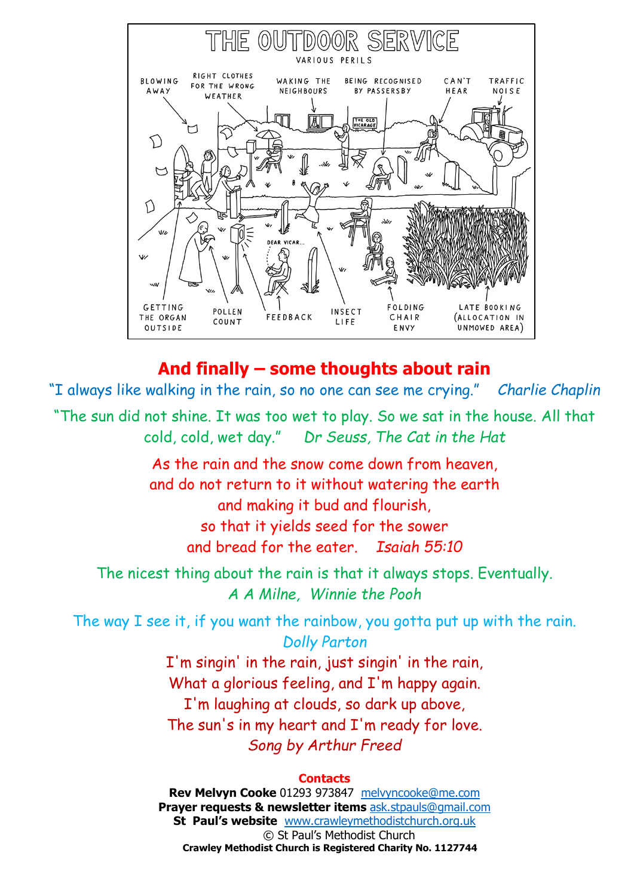THE OUTDOOR SERVICE

VARIOUS PERILS

BLOWING AWAY

RIGHT CLOTHES FOR THE WRONG WEATHER

WAKING THE NEIGHBOURS

BEING RECOGNISED BY PASSERSBY

CAN'T HEAR

TRAFFIC NOISE

THE OLD VICARAGE

DEAR VICAR...

GETTING THE ORGAN OUTSIDE

POLLEN COUNT

FEEDBACK

INSECT LIFE

FOLDING CHAIR ENVY

LATE BOOKING (ALLOCATION IN UNMOWED AREA)

## And finally – some thoughts about rain

"I always like walking in the rain, so no one can see me crying." *Charlie Chaplin*

"The sun did not shine. It was too wet to play. So we sat in the house. All that cold, cold, wet day." *Dr Seuss, The Cat in the Hat*

As the rain and the snow come down from heaven,
and do not return to it without watering the earth
and making it bud and flourish,
so that it yields seed for the sower
and bread for the eater. *Isaiah 55:10*

The nicest thing about the rain is that it always stops. Eventually.
*A A Milne, Winnie the Pooh*

The way I see it, if you want the rainbow, you gotta put up with the rain.
*Dolly Parton*

I'm singin' in the rain, just singin' in the rain,
What a glorious feeling, and I'm happy again.
I'm laughing at clouds, so dark up above,
The sun's in my heart and I'm ready for love.
*Song by Arthur Freed*

**Contacts**

**Rev Melvyn Cooke** 01293 973847 melvyncooke@me.com
**Prayer requests & newsletter items** ask.stpauls@gmail.com
**St Paul's website** www.crawleymethodistchurch.org.uk
© St Paul's Methodist Church
**Crawley Methodist Church is Registered Charity No. 1127744**